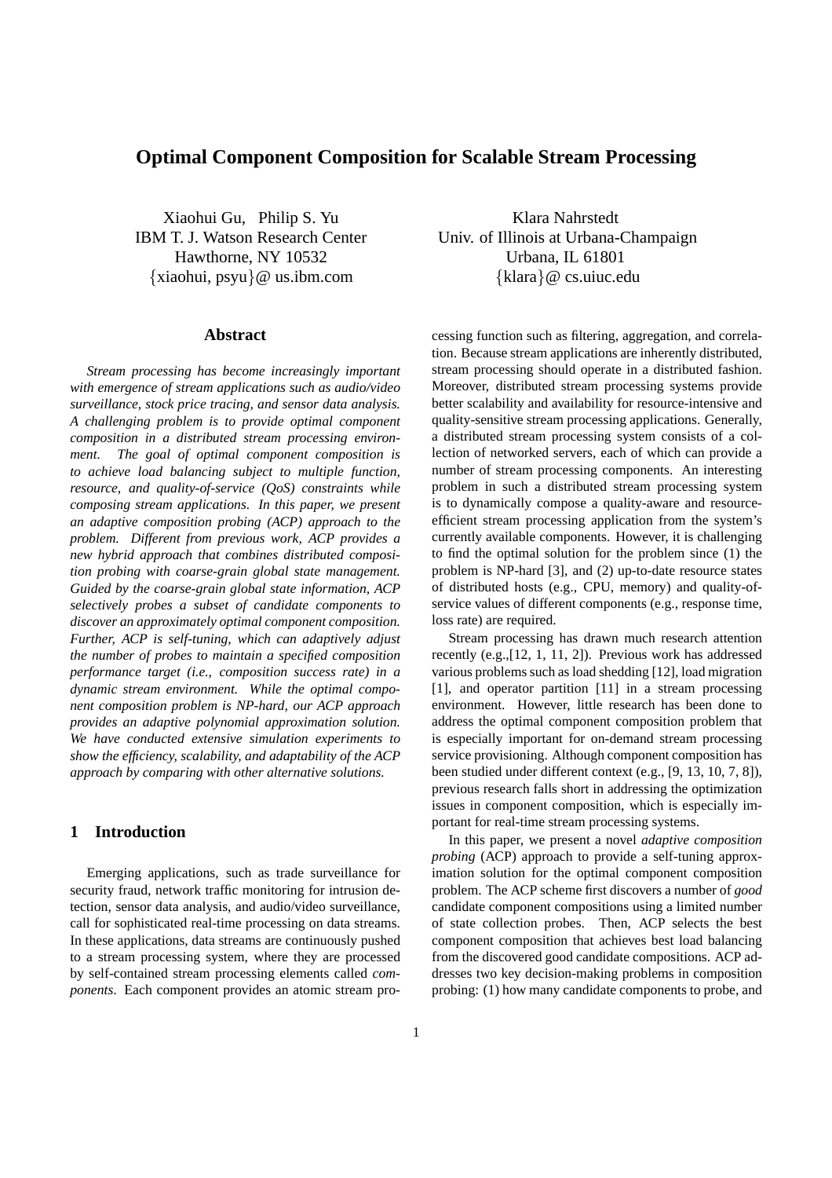# Optimal Component Composition for Scalable Stream Processing

Xiaohui Gu, Philip S. Yu
IBM T. J. Watson Research Center
Hawthorne, NY 10532
{xiaohui, psyu}@ us.ibm.com

Klara Nahrstedt
Univ. of Illinois at Urbana-Champaign
Urbana, IL 61801
{klara}@ cs.uiuc.edu

## Abstract

*Stream processing has become increasingly important with emergence of stream applications such as audio/video surveillance, stock price tracing, and sensor data analysis. A challenging problem is to provide optimal component composition in a distributed stream processing environment. The goal of optimal component composition is to achieve load balancing subject to multiple function, resource, and quality-of-service (QoS) constraints while composing stream applications. In this paper, we present an adaptive composition probing (ACP) approach to the problem. Different from previous work, ACP provides a new hybrid approach that combines distributed composition probing with coarse-grain global state management. Guided by the coarse-grain global state information, ACP selectively probes a subset of candidate components to discover an approximately optimal component composition. Further, ACP is self-tuning, which can adaptively adjust the number of probes to maintain a specified composition performance target (i.e., composition success rate) in a dynamic stream environment. While the optimal component composition problem is NP-hard, our ACP approach provides an adaptive polynomial approximation solution. We have conducted extensive simulation experiments to show the efficiency, scalability, and adaptability of the ACP approach by comparing with other alternative solutions.*

## 1 Introduction

Emerging applications, such as trade surveillance for security fraud, network traffic monitoring for intrusion detection, sensor data analysis, and audio/video surveillance, call for sophisticated real-time processing on data streams. In these applications, data streams are continuously pushed to a stream processing system, where they are processed by self-contained stream processing elements called *components*. Each component provides an atomic stream processing function such as filtering, aggregation, and correlation. Because stream applications are inherently distributed, stream processing should operate in a distributed fashion. Moreover, distributed stream processing systems provide better scalability and availability for resource-intensive and quality-sensitive stream processing applications. Generally, a distributed stream processing system consists of a collection of networked servers, each of which can provide a number of stream processing components. An interesting problem in such a distributed stream processing system is to dynamically compose a quality-aware and resource-efficient stream processing application from the system's currently available components. However, it is challenging to find the optimal solution for the problem since (1) the problem is NP-hard [3], and (2) up-to-date resource states of distributed hosts (e.g., CPU, memory) and quality-of-service values of different components (e.g., response time, loss rate) are required.

Stream processing has drawn much research attention recently (e.g.,[12, 1, 11, 2]). Previous work has addressed various problems such as load shedding [12], load migration [1], and operator partition [11] in a stream processing environment. However, little research has been done to address the optimal component composition problem that is especially important for on-demand stream processing service provisioning. Although component composition has been studied under different context (e.g., [9, 13, 10, 7, 8]), previous research falls short in addressing the optimization issues in component composition, which is especially important for real-time stream processing systems.

In this paper, we present a novel *adaptive composition probing* (ACP) approach to provide a self-tuning approximation solution for the optimal component composition problem. The ACP scheme first discovers a number of *good* candidate component compositions using a limited number of state collection probes. Then, ACP selects the best component composition that achieves best load balancing from the discovered good candidate compositions. ACP addresses two key decision-making problems in composition probing: (1) how many candidate components to probe, and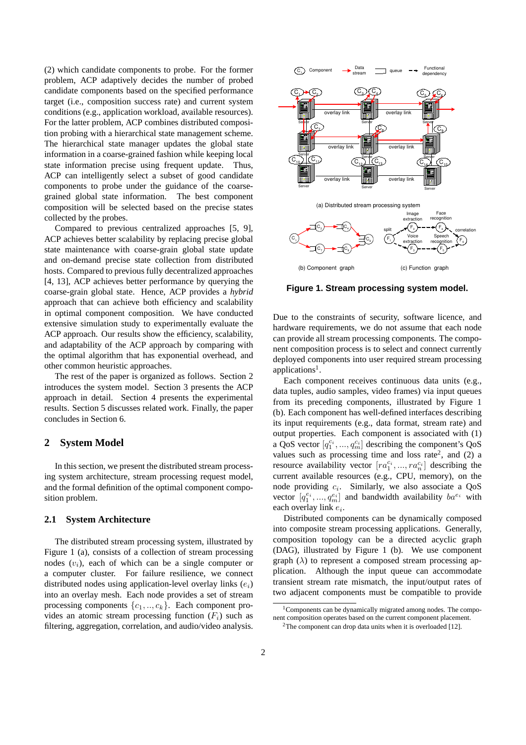(2) which candidate components to probe. For the former problem, ACP adaptively decides the number of probed candidate components based on the specified performance target (i.e., composition success rate) and current system conditions (e.g., application workload, available resources). For the latter problem, ACP combines distributed composition probing with a hierarchical state management scheme. The hierarchical state manager updates the global state information in a coarse-grained fashion while keeping local state information precise using frequent update. Thus, ACP can intelligently select a subset of good candidate components to probe under the guidance of the coarse-grained global state information. The best component composition will be selected based on the precise states collected by the probes.

Compared to previous centralized approaches [5, 9], ACP achieves better scalability by replacing precise global state maintenance with coarse-grain global state update and on-demand precise state collection from distributed hosts. Compared to previous fully decentralized approaches [4, 13], ACP achieves better performance by querying the coarse-grain global state. Hence, ACP provides a *hybrid* approach that can achieve both efficiency and scalability in optimal component composition. We have conducted extensive simulation study to experimentally evaluate the ACP approach. Our results show the efficiency, scalability, and adaptability of the ACP approach by comparing with the optimal algorithm that has exponential overhead, and other common heuristic approaches.

The rest of the paper is organized as follows. Section 2 introduces the system model. Section 3 presents the ACP approach in detail. Section 4 presents the experimental results. Section 5 discusses related work. Finally, the paper concludes in Section 6.

## 2 System Model

In this section, we present the distributed stream processing system architecture, stream processing request model, and the formal definition of the optimal component composition problem.

### 2.1 System Architecture

The distributed stream processing system, illustrated by Figure 1 (a), consists of a collection of stream processing nodes ($v_i$), each of which can be a single computer or a computer cluster. For failure resilience, we connect distributed nodes using application-level overlay links ($e_i$) into an overlay mesh. Each node provides a set of stream processing components $\{c_1, .., c_k\}$. Each component provides an atomic stream processing function ($F_i$) such as filtering, aggregation, correlation, and audio/video analysis.

(a) Distributed stream processing system

(b) Component graph

(c) Function graph

**Figure 1. Stream processing system model.**

Due to the constraints of security, software licence, and hardware requirements, we do not assume that each node can provide all stream processing components. The component composition process is to select and connect currently deployed components into user required stream processing applications[1].

Each component receives continuous data units (e.g., data tuples, audio samples, video frames) via input queues from its preceding components, illustrated by Figure 1 (b). Each component has well-defined interfaces describing its input requirements (e.g., data format, stream rate) and output properties. Each component is associated with (1) a QoS vector $[q_1^{c_i}, ..., q_m^{c_i}]$ describing the component's QoS values such as processing time and loss rate[2], and (2) a resource availability vector $[ra_1^{c_i}, ..., ra_n^{c_i}]$ describing the current available resources (e.g., CPU, memory), on the node providing $c_i$. Similarly, we also associate a QoS vector $[q_1^{e_i}, ..., q_m^{e_i}]$ and bandwidth availability $ba^{e_i}$ with each overlay link $e_i$.

Distributed components can be dynamically composed into composite stream processing applications. Generally, composition topology can be a directed acyclic graph (DAG), illustrated by Figure 1 (b). We use component graph ($\lambda$) to represent a composed stream processing application. Although the input queue can accommodate transient stream rate mismatch, the input/output rates of two adjacent components must be compatible to provide

[1] Components can be dynamically migrated among nodes. The component composition operates based on the current component placement.

[2] The component can drop data units when it is overloaded [12].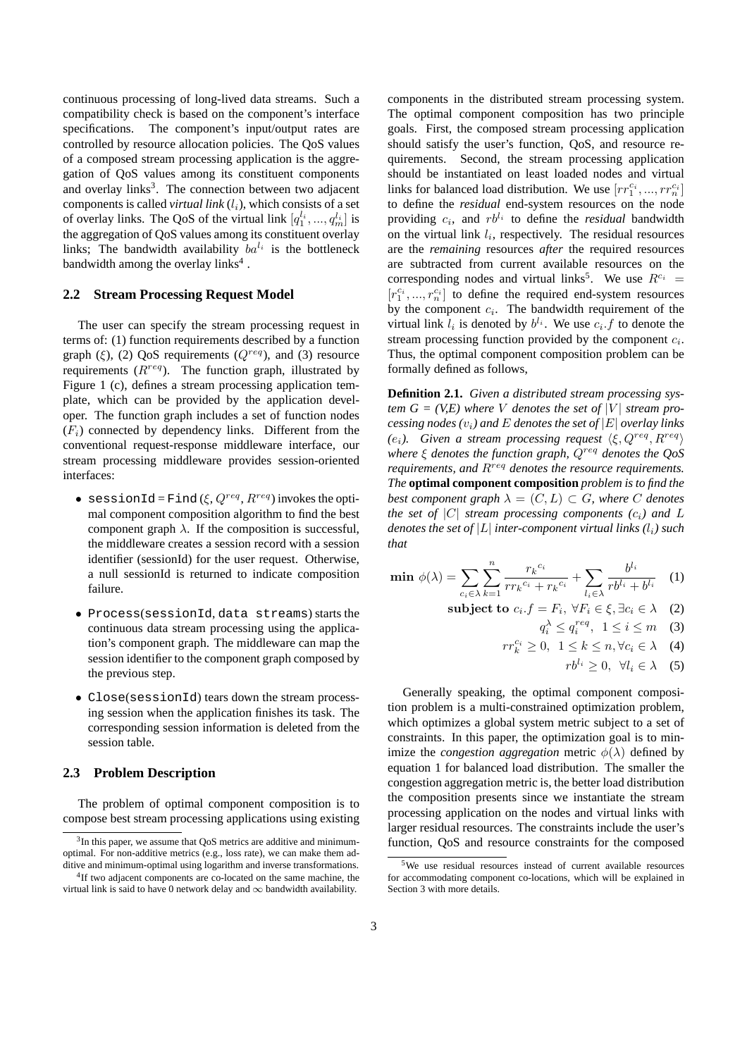continuous processing of long-lived data streams. Such a compatibility check is based on the component's interface specifications. The component's input/output rates are controlled by resource allocation policies. The QoS values of a composed stream processing application is the aggregation of QoS values among its constituent components and overlay links[3]. The connection between two adjacent components is called *virtual link* ($l_i$), which consists of a set of overlay links. The QoS of the virtual link $[q_1^{l_i}, ..., q_m^{l_i}]$ is the aggregation of QoS values among its constituent overlay links; The bandwidth availability $ba^{l_i}$ is the bottleneck bandwidth among the overlay links[4] .

### 2.2 Stream Processing Request Model

The user can specify the stream processing request in terms of: (1) function requirements described by a function graph ($\xi$), (2) QoS requirements ($Q^{req}$), and (3) resource requirements ($R^{req}$). The function graph, illustrated by Figure 1 (c), defines a stream processing application template, which can be provided by the application developer. The function graph includes a set of function nodes ($F_i$) connected by dependency links. Different from the conventional request-response middleware interface, our stream processing middleware provides session-oriented interfaces:

- `sessionId` = `Find` ($\xi$, $Q^{req}$, $R^{req}$) invokes the optimal component composition algorithm to find the best component graph $\lambda$. If the composition is successful, the middleware creates a session record with a session identifier (sessionId) for the user request. Otherwise, a null sessionId is returned to indicate composition failure.
- `Process`(`sessionId`, `data streams`) starts the continuous data stream processing using the application's component graph. The middleware can map the session identifier to the component graph composed by the previous step.
- `Close`(`sessionId`) tears down the stream processing session when the application finishes its task. The corresponding session information is deleted from the session table.

### 2.3 Problem Description

The problem of optimal component composition is to compose best stream processing applications using existing components in the distributed stream processing system. The optimal component composition has two principle goals. First, the composed stream processing application should satisfy the user's function, QoS, and resource requirements. Second, the stream processing application should be instantiated on least loaded nodes and virtual links for balanced load distribution. We use $[rr_1^{c_i}, ..., rr_n^{c_i}]$ to define the *residual* end-system resources on the node providing $c_i$, and $rb^{l_i}$ to define the *residual* bandwidth on the virtual link $l_i$, respectively. The residual resources are the *remaining* resources *after* the required resources are subtracted from current available resources on the corresponding nodes and virtual links[5]. We use $R^{c_i} = [r_1^{c_i}, ..., r_n^{c_i}]$ to define the required end-system resources by the component $c_i$. The bandwidth requirement of the virtual link $l_i$ is denoted by $b^{l_i}$. We use $c_i.f$ to denote the stream processing function provided by the component $c_i$. Thus, the optimal component composition problem can be formally defined as follows,

**Definition 2.1.** *Given a distributed stream processing system G = (V,E) where $V$ denotes the set of $|V|$ stream processing nodes ($v_i$) and $E$ denotes the set of $|E|$ overlay links ($e_i$). Given a stream processing request $\langle \xi, Q^{req}, R^{req} \rangle$ where $\xi$ denotes the function graph, $Q^{req}$ denotes the QoS requirements, and $R^{req}$ denotes the resource requirements. The* **optimal component composition** *problem is to find the best component graph $\lambda = (C, L) \subset G$, where $C$ denotes the set of $|C|$ stream processing components ($c_i$) and $L$ denotes the set of $|L|$ inter-component virtual links ($l_i$) such that*

$$\textbf{min } \phi(\lambda) = \sum_{c_i \in \lambda} \sum_{k=1}^{n} \frac{r_k{}^{c_i}}{rr_k{}^{c_i} + r_k{}^{c_i}} + \sum_{l_i \in \lambda} \frac{b^{l_i}}{rb^{l_i} + b^{l_i}} \quad (1)$$

$$\textbf{subject to } c_i.f = F_i, \ \forall F_i \in \xi, \exists c_i \in \lambda \quad (2)$$

$$q_i^{\lambda} \leq q_i^{req}, \ \ 1 \leq i \leq m \quad (3)$$

$$rr_k^{c_i} \geq 0, \ \ 1 \leq k \leq n, \forall c_i \in \lambda \quad (4)$$

$$rb^{l_i} \geq 0, \ \ \forall l_i \in \lambda \quad (5)$$

Generally speaking, the optimal component composition problem is a multi-constrained optimization problem, which optimizes a global system metric subject to a set of constraints. In this paper, the optimization goal is to minimize the *congestion aggregation* metric $\phi(\lambda)$ defined by equation 1 for balanced load distribution. The smaller the congestion aggregation metric is, the better load distribution the composition presents since we instantiate the stream processing application on the nodes and virtual links with larger residual resources. The constraints include the user's function, QoS and resource constraints for the composed

---

[3] In this paper, we assume that QoS metrics are additive and minimum-optimal. For non-additive metrics (e.g., loss rate), we can make them additive and minimum-optimal using logarithm and inverse transformations.

[4] If two adjacent components are co-located on the same machine, the virtual link is said to have 0 network delay and $\infty$ bandwidth availability.

[5] We use residual resources instead of current available resources for accommodating component co-locations, which will be explained in Section 3 with more details.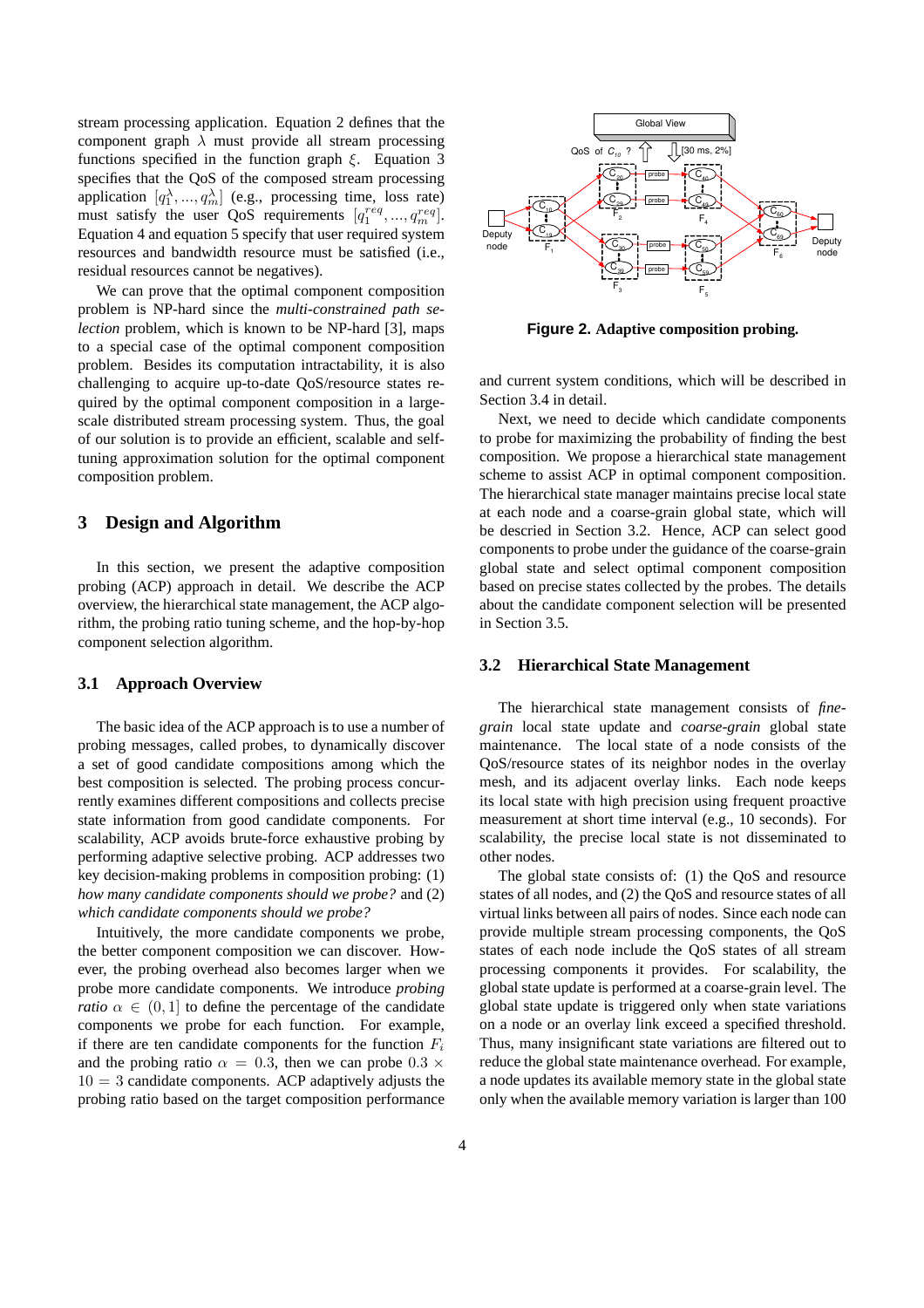stream processing application. Equation 2 defines that the component graph $\lambda$ must provide all stream processing functions specified in the function graph $\xi$. Equation 3 specifies that the QoS of the composed stream processing application $[q_1^\lambda, ..., q_m^\lambda]$ (e.g., processing time, loss rate) must satisfy the user QoS requirements $[q_1^{req}, ..., q_m^{req}]$. Equation 4 and equation 5 specify that user required system resources and bandwidth resource must be satisfied (i.e., residual resources cannot be negatives).

We can prove that the optimal component composition problem is NP-hard since the *multi-constrained path selection* problem, which is known to be NP-hard [3], maps to a special case of the optimal component composition problem. Besides its computation intractability, it is also challenging to acquire up-to-date QoS/resource states required by the optimal component composition in a large-scale distributed stream processing system. Thus, the goal of our solution is to provide an efficient, scalable and self-tuning approximation solution for the optimal component composition problem.

## 3 Design and Algorithm

In this section, we present the adaptive composition probing (ACP) approach in detail. We describe the ACP overview, the hierarchical state management, the ACP algorithm, the probing ratio tuning scheme, and the hop-by-hop component selection algorithm.

### 3.1 Approach Overview

The basic idea of the ACP approach is to use a number of probing messages, called probes, to dynamically discover a set of good candidate compositions among which the best composition is selected. The probing process concurrently examines different compositions and collects precise state information from good candidate components. For scalability, ACP avoids brute-force exhaustive probing by performing adaptive selective probing. ACP addresses two key decision-making problems in composition probing: (1) *how many candidate components should we probe?* and (2) *which candidate components should we probe?*

Intuitively, the more candidate components we probe, the better component composition we can discover. However, the probing overhead also becomes larger when we probe more candidate components. We introduce *probing ratio* $\alpha \in (0, 1]$ to define the percentage of the candidate components we probe for each function. For example, if there are ten candidate components for the function $F_i$ and the probing ratio $\alpha = 0.3$, then we can probe $0.3 \times 10 = 3$ candidate components. ACP adaptively adjusts the probing ratio based on the target composition performance and current system conditions, which will be described in Section 3.4 in detail.

**Figure 2. Adaptive composition probing.**

Next, we need to decide which candidate components to probe for maximizing the probability of finding the best composition. We propose a hierarchical state management scheme to assist ACP in optimal component composition. The hierarchical state manager maintains precise local state at each node and a coarse-grain global state, which will be descried in Section 3.2. Hence, ACP can select good components to probe under the guidance of the coarse-grain global state and select optimal component composition based on precise states collected by the probes. The details about the candidate component selection will be presented in Section 3.5.

### 3.2 Hierarchical State Management

The hierarchical state management consists of *fine-grain* local state update and *coarse-grain* global state maintenance. The local state of a node consists of the QoS/resource states of its neighbor nodes in the overlay mesh, and its adjacent overlay links. Each node keeps its local state with high precision using frequent proactive measurement at short time interval (e.g., 10 seconds). For scalability, the precise local state is not disseminated to other nodes.

The global state consists of: (1) the QoS and resource states of all nodes, and (2) the QoS and resource states of all virtual links between all pairs of nodes. Since each node can provide multiple stream processing components, the QoS states of each node include the QoS states of all stream processing components it provides. For scalability, the global state update is performed at a coarse-grain level. The global state update is triggered only when state variations on a node or an overlay link exceed a specified threshold. Thus, many insignificant state variations are filtered out to reduce the global state maintenance overhead. For example, a node updates its available memory state in the global state only when the available memory variation is larger than 100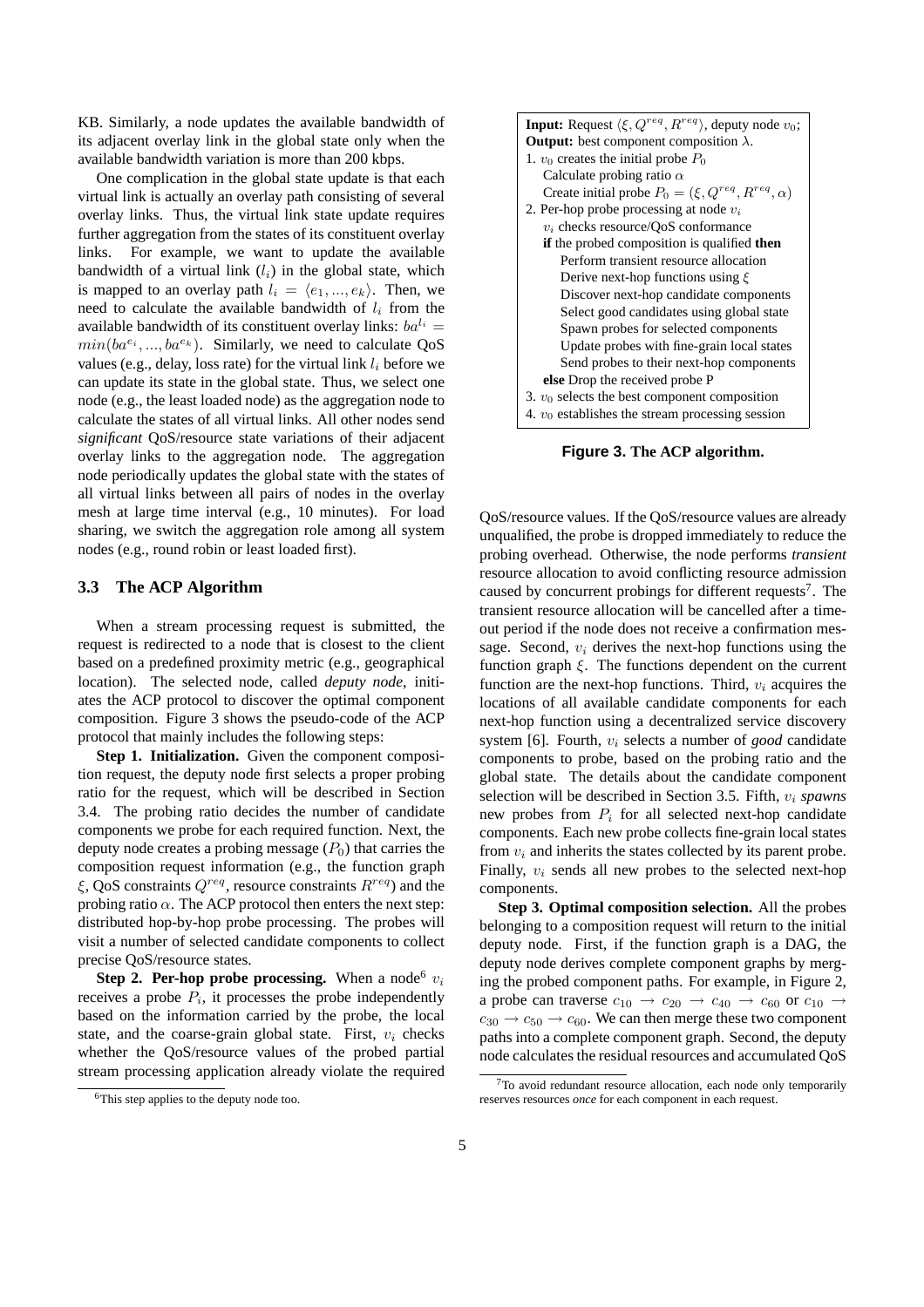KB. Similarly, a node updates the available bandwidth of its adjacent overlay link in the global state only when the available bandwidth variation is more than 200 kbps.

One complication in the global state update is that each virtual link is actually an overlay path consisting of several overlay links. Thus, the virtual link state update requires further aggregation from the states of its constituent overlay links. For example, we want to update the available bandwidth of a virtual link ($l_i$) in the global state, which is mapped to an overlay path $l_i = \langle e_1, ..., e_k \rangle$. Then, we need to calculate the available bandwidth of $l_i$ from the available bandwidth of its constituent overlay links: $ba^{l_i} = min(ba^{e_i}, ..., ba^{e_k})$. Similarly, we need to calculate QoS values (e.g., delay, loss rate) for the virtual link $l_i$ before we can update its state in the global state. Thus, we select one node (e.g., the least loaded node) as the aggregation node to calculate the states of all virtual links. All other nodes send *significant* QoS/resource state variations of their adjacent overlay links to the aggregation node. The aggregation node periodically updates the global state with the states of all virtual links between all pairs of nodes in the overlay mesh at large time interval (e.g., 10 minutes). For load sharing, we switch the aggregation role among all system nodes (e.g., round robin or least loaded first).

### 3.3 The ACP Algorithm

When a stream processing request is submitted, the request is redirected to a node that is closest to the client based on a predefined proximity metric (e.g., geographical location). The selected node, called *deputy node*, initiates the ACP protocol to discover the optimal component composition. Figure 3 shows the pseudo-code of the ACP protocol that mainly includes the following steps:

**Step 1. Initialization.** Given the component composition request, the deputy node first selects a proper probing ratio for the request, which will be described in Section 3.4. The probing ratio decides the number of candidate components we probe for each required function. Next, the deputy node creates a probing message ($P_0$) that carries the composition request information (e.g., the function graph $\xi$, QoS constraints $Q^{req}$, resource constraints $R^{req}$) and the probing ratio $\alpha$. The ACP protocol then enters the next step: distributed hop-by-hop probe processing. The probes will visit a number of selected candidate components to collect precise QoS/resource states.

**Step 2. Per-hop probe processing.** When a node[6] $v_i$ receives a probe $P_i$, it processes the probe independently based on the information carried by the probe, the local state, and the coarse-grain global state. First, $v_i$ checks whether the QoS/resource values of the probed partial stream processing application already violate the required QoS/resource values. If the QoS/resource values are already unqualified, the probe is dropped immediately to reduce the probing overhead. Otherwise, the node performs *transient* resource allocation to avoid conflicting resource admission caused by concurrent probings for different requests[7]. The transient resource allocation will be cancelled after a timeout period if the node does not receive a confirmation message. Second, $v_i$ derives the next-hop functions using the function graph $\xi$. The functions dependent on the current function are the next-hop functions. Third, $v_i$ acquires the locations of all available candidate components for each next-hop function using a decentralized service discovery system [6]. Fourth, $v_i$ selects a number of *good* candidate components to probe, based on the probing ratio and the global state. The details about the candidate component selection will be described in Section 3.5. Fifth, $v_i$ *spawns* new probes from $P_i$ for all selected next-hop candidate components. Each new probe collects fine-grain local states from $v_i$ and inherits the states collected by its parent probe. Finally, $v_i$ sends all new probes to the selected next-hop components.

**Step 3. Optimal composition selection.** All the probes belonging to a composition request will return to the initial deputy node. First, if the function graph is a DAG, the deputy node derives complete component graphs by merging the probed component paths. For example, in Figure 2, a probe can traverse $c_{10} \to c_{20} \to c_{40} \to c_{60}$ or $c_{10} \to c_{30} \to c_{50} \to c_{60}$. We can then merge these two component paths into a complete component graph. Second, the deputy node calculates the residual resources and accumulated QoS

**Input:** Request $\langle \xi, Q^{req}, R^{req} \rangle$, deputy node $v_0$;
**Output:** best component composition $\lambda$.
1. $v_0$ creates the initial probe $P_0$
   Calculate probing ratio $\alpha$
   Create initial probe $P_0 = (\xi, Q^{req}, R^{req}, \alpha)$
2. Per-hop probe processing at node $v_i$
   $v_i$ checks resource/QoS conformance
   **if** the probed composition is qualified **then**
      Perform transient resource allocation
      Derive next-hop functions using $\xi$
      Discover next-hop candidate components
      Select good candidates using global state
      Spawn probes for selected components
      Update probes with fine-grain local states
      Send probes to their next-hop components
   **else** Drop the received probe P
3. $v_0$ selects the best component composition
4. $v_0$ establishes the stream processing session

**Figure 3. The ACP algorithm.**

[6]This step applies to the deputy node too.

[7]To avoid redundant resource allocation, each node only temporarily reserves resources *once* for each component in each request.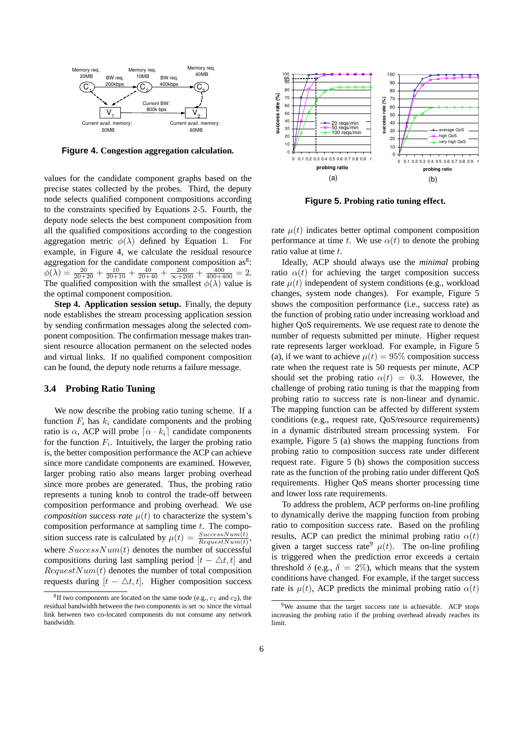**Figure 4. Congestion aggregation calculation.**

values for the candidate component graphs based on the precise states collected by the probes. Third, the deputy node selects qualified component compositions according to the constraints specified by Equations 2-5. Fourth, the deputy node selects the best component composition from all the qualified compositions according to the congestion aggregation metric $\phi(\lambda)$ defined by Equation 1. For example, in Figure 4, we calculate the residual resource aggregation for the candidate component composition as[8]: $\phi(\lambda) = \frac{20}{20+20} + \frac{10}{20+10} + \frac{40}{20+40} + \frac{200}{\infty+200} + \frac{400}{400+400} = 2$. The qualified composition with the smallest $\phi(\lambda)$ value is the optimal component composition.

**Step 4. Application session setup.** Finally, the deputy node establishes the stream processing application session by sending confirmation messages along the selected component composition. The confirmation message makes transient resource allocation permanent on the selected nodes and virtual links. If no qualified component composition can be found, the deputy node returns a failure message.

### 3.4 Probing Ratio Tuning

We now describe the probing ratio tuning scheme. If a function $F_i$ has $k_i$ candidate components and the probing ratio is $\alpha$, ACP will probe $\lceil \alpha \cdot k_i \rceil$ candidate components for the function $F_i$. Intuitively, the larger the probing ratio is, the better composition performance the ACP can achieve since more candidate components are examined. However, larger probing ratio also means larger probing overhead since more probes are generated. Thus, the probing ratio represents a tuning knob to control the trade-off between composition performance and probing overhead. We use *composition success rate* $\mu(t)$ to characterize the system's composition performance at sampling time $t$. The composition success rate is calculated by $\mu(t) = \frac{SuccessNum(t)}{RequestNum(t)}$, where $SuccessNum(t)$ denotes the number of successful compositions during last sampling period $[t - \triangle t, t]$ and $RequestNum(t)$ denotes the number of total composition requests during $[t - \triangle t, t]$. Higher composition success rate $\mu(t)$ indicates better optimal component composition performance at time $t$. We use $\alpha(t)$ to denote the probing ratio value at time $t$.

[8] If two components are located on the same node (e.g., $c_1$ and $c_2$), the residual bandwidth between the two components is set $\infty$ since the virtual link between two co-located components do not consume any network bandwidth.

**Figure 5. Probing ratio tuning effect.**

Ideally, ACP should always use the *minimal* probing ratio $\alpha(t)$ for achieving the target composition success rate $\mu(t)$ independent of system conditions (e.g., workload changes, system node changes). For example, Figure 5 shows the composition performance (i.e., success rate) as the function of probing ratio under increasing workload and higher QoS requirements. We use request rate to denote the number of requests submitted per minute. Higher request rate represents larger workload. For example, in Figure 5 (a), if we want to achieve $\mu(t) = 95\%$ composition success rate when the request rate is 50 requests per minute, ACP should set the probing ratio $\alpha(t) = 0.3$. However, the challenge of probing ratio tuning is that the mapping from probing ratio to success rate is non-linear and dynamic. The mapping function can be affected by different system conditions (e.g., request rate, QoS/resource requirements) in a dynamic distributed stream processing system. For example, Figure 5 (a) shows the mapping functions from probing ratio to composition success rate under different request rate. Figure 5 (b) shows the composition success rate as the function of the probing ratio under different QoS requirements. Higher QoS means shorter processing time and lower loss rate requirements.

To address the problem, ACP performs on-line profiling to dynamically derive the mapping function from probing ratio to composition success rate. Based on the profiling results, ACP can predict the minimal probing ratio $\alpha(t)$ given a target success rate[9] $\mu(t)$. The on-line profiling is triggered when the prediction error exceeds a certain threshold $\delta$ (e.g., $\delta = 2\%$), which means that the system conditions have changed. For example, if the target success rate is $\mu(t)$, ACP predicts the minimal probing ratio $\alpha(t)$

[9] We assume that the target success rate is achievable. ACP stops increasing the probing ratio if the probing overhead already reaches its limit.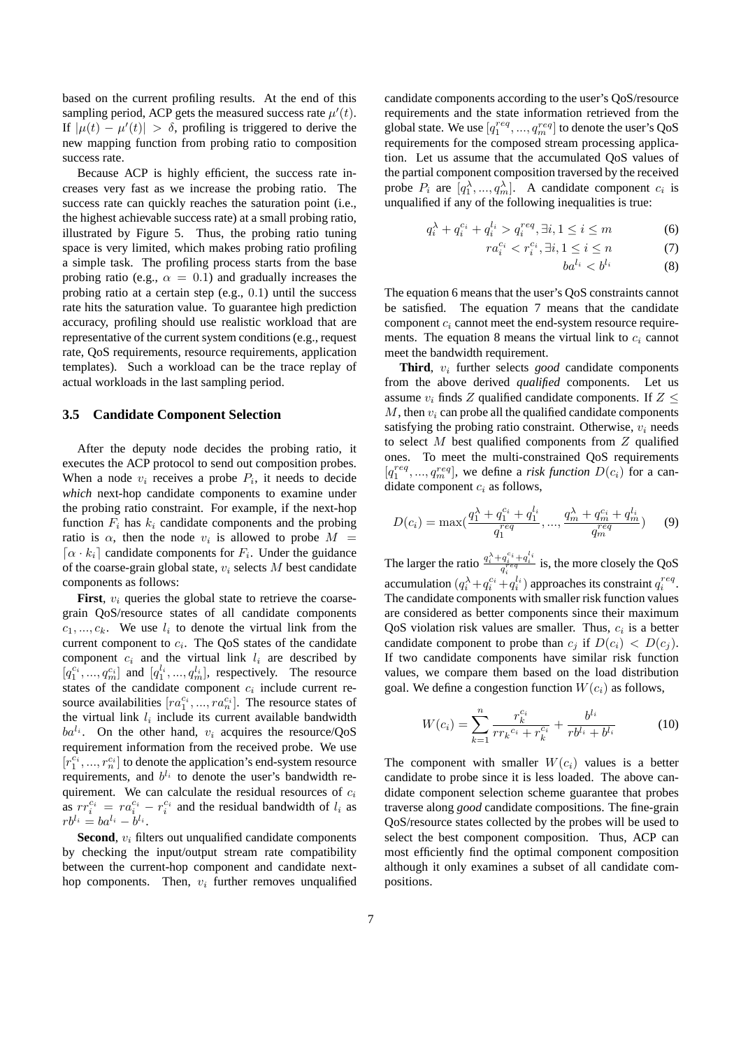based on the current profiling results. At the end of this sampling period, ACP gets the measured success rate $\mu'(t)$. If $|\mu(t) - \mu'(t)| > \delta$, profiling is triggered to derive the new mapping function from probing ratio to composition success rate.

Because ACP is highly efficient, the success rate increases very fast as we increase the probing ratio. The success rate can quickly reaches the saturation point (i.e., the highest achievable success rate) at a small probing ratio, illustrated by Figure 5. Thus, the probing ratio tuning space is very limited, which makes probing ratio profiling a simple task. The profiling process starts from the base probing ratio (e.g., $\alpha = 0.1$) and gradually increases the probing ratio at a certain step (e.g., $0.1$) until the success rate hits the saturation value. To guarantee high prediction accuracy, profiling should use realistic workload that are representative of the current system conditions (e.g., request rate, QoS requirements, resource requirements, application templates). Such a workload can be the trace replay of actual workloads in the last sampling period.

### 3.5 Candidate Component Selection

After the deputy node decides the probing ratio, it executes the ACP protocol to send out composition probes. When a node $v_i$ receives a probe $P_i$, it needs to decide *which* next-hop candidate components to examine under the probing ratio constraint. For example, if the next-hop function $F_i$ has $k_i$ candidate components and the probing ratio is $\alpha$, then the node $v_i$ is allowed to probe $M = \lceil \alpha \cdot k_i \rceil$ candidate components for $F_i$. Under the guidance of the coarse-grain global state, $v_i$ selects $M$ best candidate components as follows:

**First**, $v_i$ queries the global state to retrieve the coarse-grain QoS/resource states of all candidate components $c_1, ..., c_k$. We use $l_i$ to denote the virtual link from the current component to $c_i$. The QoS states of the candidate component $c_i$ and the virtual link $l_i$ are described by $[q_1^{c_i}, ..., q_m^{c_i}]$ and $[q_1^{l_i}, ..., q_m^{l_i}]$, respectively. The resource states of the candidate component $c_i$ include current resource availabilities $[ra_1^{c_i}, ..., ra_n^{c_i}]$. The resource states of the virtual link $l_i$ include its current available bandwidth $ba^{l_i}$. On the other hand, $v_i$ acquires the resource/QoS requirement information from the received probe. We use $[r_1^{c_i}, ..., r_n^{c_i}]$ to denote the application's end-system resource requirements, and $b^{l_i}$ to denote the user's bandwidth requirement. We can calculate the residual resources of $c_i$ as $rr_i^{c_i} = ra_i^{c_i} - r_i^{c_i}$ and the residual bandwidth of $l_i$ as $rb^{l_i} = ba^{l_i} - b^{l_i}$.

**Second**, $v_i$ filters out unqualified candidate components by checking the input/output stream rate compatibility between the current-hop component and candidate next-hop components. Then, $v_i$ further removes unqualified candidate components according to the user's QoS/resource requirements and the state information retrieved from the global state. We use $[q_1^{req}, ..., q_m^{req}]$ to denote the user's QoS requirements for the composed stream processing application. Let us assume that the accumulated QoS values of the partial component composition traversed by the received probe $P_i$ are $[q_1^{\lambda}, ..., q_m^{\lambda}]$. A candidate component $c_i$ is unqualified if any of the following inequalities is true:

$$q_i^{\lambda} + q_i^{c_i} + q_i^{l_i} > q_i^{req}, \exists i, 1 \le i \le m \tag{6}$$

$$ra_i^{c_i} < r_i^{c_i}, \exists i, 1 \le i \le n \tag{7}$$

$$ba^{l_i} < b^{l_i} \tag{8}$$

The equation 6 means that the user's QoS constraints cannot be satisfied. The equation 7 means that the candidate component $c_i$ cannot meet the end-system resource requirements. The equation 8 means the virtual link to $c_i$ cannot meet the bandwidth requirement.

**Third**, $v_i$ further selects *good* candidate components from the above derived *qualified* components. Let us assume $v_i$ finds $Z$ qualified candidate components. If $Z \le M$, then $v_i$ can probe all the qualified candidate components satisfying the probing ratio constraint. Otherwise, $v_i$ needs to select $M$ best qualified components from $Z$ qualified ones. To meet the multi-constrained QoS requirements $[q_1^{req}, ..., q_m^{req}]$, we define a *risk function* $D(c_i)$ for a candidate component $c_i$ as follows,

$$D(c_i) = \max\left(\frac{q_1^{\lambda} + q_1^{c_i} + q_1^{l_i}}{q_1^{req}}, ..., \frac{q_m^{\lambda} + q_m^{c_i} + q_m^{l_i}}{q_m^{req}}\right) \tag{9}$$

The larger the ratio $\frac{q_i^{\lambda} + q_i^{c_i} + q_i^{l_i}}{q_i^{req}}$ is, the more closely the QoS accumulation $(q_i^{\lambda} + q_i^{c_i} + q_i^{l_i})$ approaches its constraint $q_i^{req}$. The candidate components with smaller risk function values are considered as better components since their maximum QoS violation risk values are smaller. Thus, $c_i$ is a better candidate component to probe than $c_j$ if $D(c_i) < D(c_j)$. If two candidate components have similar risk function values, we compare them based on the load distribution goal. We define a congestion function $W(c_i)$ as follows,

$$W(c_i) = \sum_{k=1}^{n} \frac{r_k^{c_i}}{rr_k^{c_i} + r_k^{c_i}} + \frac{b^{l_i}}{rb^{l_i} + b^{l_i}} \tag{10}$$

The component with smaller $W(c_i)$ values is a better candidate to probe since it is less loaded. The above candidate component selection scheme guarantee that probes traverse along *good* candidate compositions. The fine-grain QoS/resource states collected by the probes will be used to select the best component composition. Thus, ACP can most efficiently find the optimal component composition although it only examines a subset of all candidate compositions.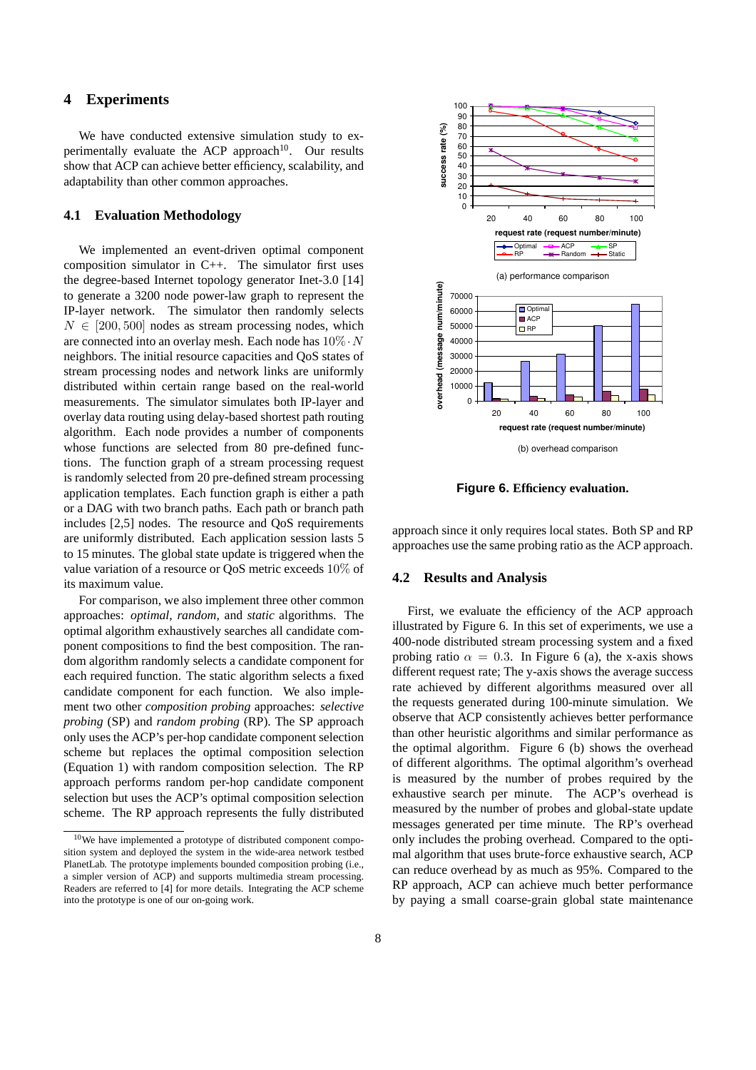## 4 Experiments

We have conducted extensive simulation study to experimentally evaluate the ACP approach[10]. Our results show that ACP can achieve better efficiency, scalability, and adaptability than other common approaches.

### 4.1 Evaluation Methodology

We implemented an event-driven optimal component composition simulator in C++. The simulator first uses the degree-based Internet topology generator Inet-3.0 [14] to generate a 3200 node power-law graph to represent the IP-layer network. The simulator then randomly selects $N \in [200, 500]$ nodes as stream processing nodes, which are connected into an overlay mesh. Each node has $10\% \cdot N$ neighbors. The initial resource capacities and QoS states of stream processing nodes and network links are uniformly distributed within certain range based on the real-world measurements. The simulator simulates both IP-layer and overlay data routing using delay-based shortest path routing algorithm. Each node provides a number of components whose functions are selected from 80 pre-defined functions. The function graph of a stream processing request is randomly selected from 20 pre-defined stream processing application templates. Each function graph is either a path or a DAG with two branch paths. Each path or branch path includes [2,5] nodes. The resource and QoS requirements are uniformly distributed. Each application session lasts 5 to 15 minutes. The global state update is triggered when the value variation of a resource or QoS metric exceeds $10\%$ of its maximum value.

For comparison, we also implement three other common approaches: *optimal*, *random*, and *static* algorithms. The optimal algorithm exhaustively searches all candidate component compositions to find the best composition. The random algorithm randomly selects a candidate component for each required function. The static algorithm selects a fixed candidate component for each function. We also implement two other *composition probing* approaches: *selective probing* (SP) and *random probing* (RP). The SP approach only uses the ACP's per-hop candidate component selection scheme but replaces the optimal composition selection (Equation 1) with random composition selection. The RP approach performs random per-hop candidate component selection but uses the ACP's optimal composition selection scheme. The RP approach represents the fully distributed approach since it only requires local states. Both SP and RP approaches use the same probing ratio as the ACP approach.

[10] We have implemented a prototype of distributed component composition system and deployed the system in the wide-area network testbed PlanetLab. The prototype implements bounded composition probing (i.e., a simpler version of ACP) and supports multimedia stream processing. Readers are referred to [4] for more details. Integrating the ACP scheme into the prototype is one of our on-going work.

(a) performance comparison

(b) overhead comparison

**Figure 6. Efficiency evaluation.**

### 4.2 Results and Analysis

First, we evaluate the efficiency of the ACP approach illustrated by Figure 6. In this set of experiments, we use a 400-node distributed stream processing system and a fixed probing ratio $\alpha = 0.3$. In Figure 6 (a), the x-axis shows different request rate; The y-axis shows the average success rate achieved by different algorithms measured over all the requests generated during 100-minute simulation. We observe that ACP consistently achieves better performance than other heuristic algorithms and similar performance as the optimal algorithm. Figure 6 (b) shows the overhead of different algorithms. The optimal algorithm's overhead is measured by the number of probes required by the exhaustive search per minute. The ACP's overhead is measured by the number of probes and global-state update messages generated per time minute. The RP's overhead only includes the probing overhead. Compared to the optimal algorithm that uses brute-force exhaustive search, ACP can reduce overhead by as much as 95%. Compared to the RP approach, ACP can achieve much better performance by paying a small coarse-grain global state maintenance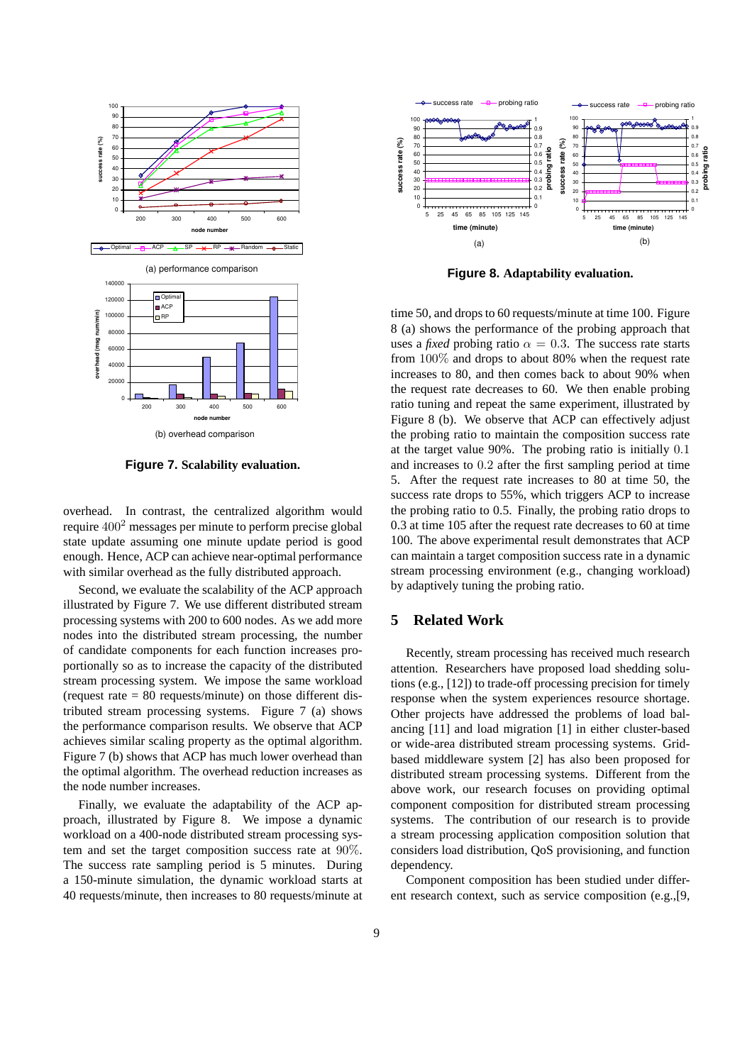**Figure 7. Scalability evaluation.**

(a) performance comparison

(b) overhead comparison

overhead. In contrast, the centralized algorithm would require $400^2$ messages per minute to perform precise global state update assuming one minute update period is good enough. Hence, ACP can achieve near-optimal performance with similar overhead as the fully distributed approach.

Second, we evaluate the scalability of the ACP approach illustrated by Figure 7. We use different distributed stream processing systems with 200 to 600 nodes. As we add more nodes into the distributed stream processing, the number of candidate components for each function increases proportionally so as to increase the capacity of the distributed stream processing system. We impose the same workload (request rate = 80 requests/minute) on those different distributed stream processing systems. Figure 7 (a) shows the performance comparison results. We observe that ACP achieves similar scaling property as the optimal algorithm. Figure 7 (b) shows that ACP has much lower overhead than the optimal algorithm. The overhead reduction increases as the node number increases.

Finally, we evaluate the adaptability of the ACP approach, illustrated by Figure 8. We impose a dynamic workload on a 400-node distributed stream processing system and set the target composition success rate at $90\%$. The success rate sampling period is 5 minutes. During a 150-minute simulation, the dynamic workload starts at 40 requests/minute, then increases to 80 requests/minute at time 50, and drops to 60 requests/minute at time 100. Figure 8 (a) shows the performance of the probing approach that uses a *fixed* probing ratio $\alpha = 0.3$. The success rate starts from $100\%$ and drops to about 80% when the request rate increases to 80, and then comes back to about 90% when the request rate decreases to 60. We then enable probing ratio tuning and repeat the same experiment, illustrated by Figure 8 (b). We observe that ACP can effectively adjust the probing ratio to maintain the composition success rate at the target value 90%. The probing ratio is initially $0.1$ and increases to $0.2$ after the first sampling period at time 5. After the request rate increases to 80 at time 50, the success rate drops to 55%, which triggers ACP to increase the probing ratio to 0.5. Finally, the probing ratio drops to 0.3 at time 105 after the request rate decreases to 60 at time 100. The above experimental result demonstrates that ACP can maintain a target composition success rate in a dynamic stream processing environment (e.g., changing workload) by adaptively tuning the probing ratio.

(a)

(b)

**Figure 8. Adaptability evaluation.**

## 5 Related Work

Recently, stream processing has received much research attention. Researchers have proposed load shedding solutions (e.g., [12]) to trade-off processing precision for timely response when the system experiences resource shortage. Other projects have addressed the problems of load balancing [11] and load migration [1] in either cluster-based or wide-area distributed stream processing systems. Grid-based middleware system [2] has also been proposed for distributed stream processing systems. Different from the above work, our research focuses on providing optimal component composition for distributed stream processing systems. The contribution of our research is to provide a stream processing application composition solution that considers load distribution, QoS provisioning, and function dependency.

Component composition has been studied under different research context, such as service composition (e.g.,[9,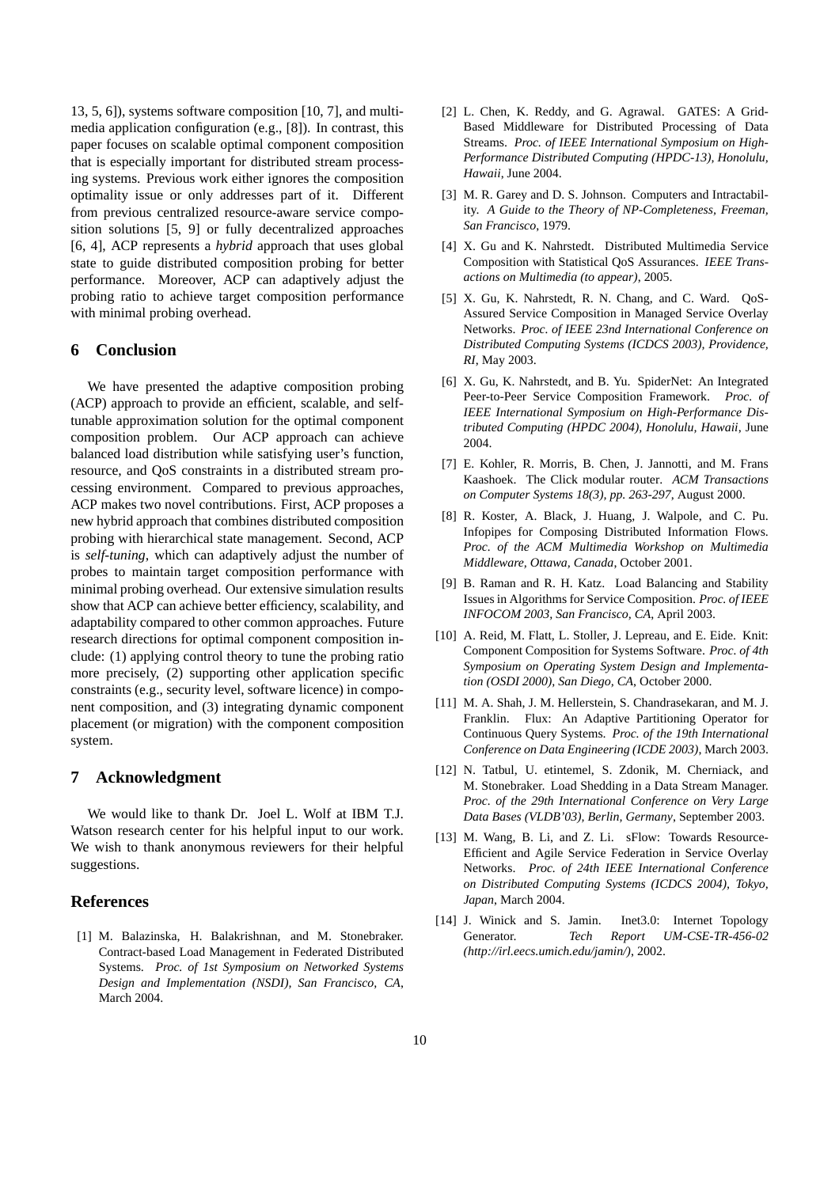13, 5, 6]), systems software composition [10, 7], and multimedia application configuration (e.g., [8]). In contrast, this paper focuses on scalable optimal component composition that is especially important for distributed stream processing systems. Previous work either ignores the composition optimality issue or only addresses part of it. Different from previous centralized resource-aware service composition solutions [5, 9] or fully decentralized approaches [6, 4], ACP represents a *hybrid* approach that uses global state to guide distributed composition probing for better performance. Moreover, ACP can adaptively adjust the probing ratio to achieve target composition performance with minimal probing overhead.

## 6 Conclusion

We have presented the adaptive composition probing (ACP) approach to provide an efficient, scalable, and self-tunable approximation solution for the optimal component composition problem. Our ACP approach can achieve balanced load distribution while satisfying user's function, resource, and QoS constraints in a distributed stream processing environment. Compared to previous approaches, ACP makes two novel contributions. First, ACP proposes a new hybrid approach that combines distributed composition probing with hierarchical state management. Second, ACP is *self-tuning*, which can adaptively adjust the number of probes to maintain target composition performance with minimal probing overhead. Our extensive simulation results show that ACP can achieve better efficiency, scalability, and adaptability compared to other common approaches. Future research directions for optimal component composition include: (1) applying control theory to tune the probing ratio more precisely, (2) supporting other application specific constraints (e.g., security level, software licence) in component composition, and (3) integrating dynamic component placement (or migration) with the component composition system.

## 7 Acknowledgment

We would like to thank Dr. Joel L. Wolf at IBM T.J. Watson research center for his helpful input to our work. We wish to thank anonymous reviewers for their helpful suggestions.

## References

[1] M. Balazinska, H. Balakrishnan, and M. Stonebraker. Contract-based Load Management in Federated Distributed Systems. *Proc. of 1st Symposium on Networked Systems Design and Implementation (NSDI), San Francisco, CA*, March 2004.

[2] L. Chen, K. Reddy, and G. Agrawal. GATES: A Grid-Based Middleware for Distributed Processing of Data Streams. *Proc. of IEEE International Symposium on High-Performance Distributed Computing (HPDC-13), Honolulu, Hawaii*, June 2004.

[3] M. R. Garey and D. S. Johnson. Computers and Intractability. *A Guide to the Theory of NP-Completeness, Freeman, San Francisco*, 1979.

[4] X. Gu and K. Nahrstedt. Distributed Multimedia Service Composition with Statistical QoS Assurances. *IEEE Transactions on Multimedia (to appear)*, 2005.

[5] X. Gu, K. Nahrstedt, R. N. Chang, and C. Ward. QoS-Assured Service Composition in Managed Service Overlay Networks. *Proc. of IEEE 23nd International Conference on Distributed Computing Systems (ICDCS 2003), Providence, RI*, May 2003.

[6] X. Gu, K. Nahrstedt, and B. Yu. SpiderNet: An Integrated Peer-to-Peer Service Composition Framework. *Proc. of IEEE International Symposium on High-Performance Distributed Computing (HPDC 2004), Honolulu, Hawaii*, June 2004.

[7] E. Kohler, R. Morris, B. Chen, J. Jannotti, and M. Frans Kaashoek. The Click modular router. *ACM Transactions on Computer Systems 18(3), pp. 263-297*, August 2000.

[8] R. Koster, A. Black, J. Huang, J. Walpole, and C. Pu. Infopipes for Composing Distributed Information Flows. *Proc. of the ACM Multimedia Workshop on Multimedia Middleware, Ottawa, Canada*, October 2001.

[9] B. Raman and R. H. Katz. Load Balancing and Stability Issues in Algorithms for Service Composition. *Proc. of IEEE INFOCOM 2003, San Francisco, CA*, April 2003.

[10] A. Reid, M. Flatt, L. Stoller, J. Lepreau, and E. Eide. Knit: Component Composition for Systems Software. *Proc. of 4th Symposium on Operating System Design and Implementation (OSDI 2000), San Diego, CA*, October 2000.

[11] M. A. Shah, J. M. Hellerstein, S. Chandrasekaran, and M. J. Franklin. Flux: An Adaptive Partitioning Operator for Continuous Query Systems. *Proc. of the 19th International Conference on Data Engineering (ICDE 2003)*, March 2003.

[12] N. Tatbul, U. etintemel, S. Zdonik, M. Cherniack, and M. Stonebraker. Load Shedding in a Data Stream Manager. *Proc. of the 29th International Conference on Very Large Data Bases (VLDB'03), Berlin, Germany*, September 2003.

[13] M. Wang, B. Li, and Z. Li. sFlow: Towards Resource-Efficient and Agile Service Federation in Service Overlay Networks. *Proc. of 24th IEEE International Conference on Distributed Computing Systems (ICDCS 2004), Tokyo, Japan*, March 2004.

[14] J. Winick and S. Jamin. Inet3.0: Internet Topology Generator. *Tech Report UM-CSE-TR-456-02 (http://irl.eecs.umich.edu/jamin/)*, 2002.